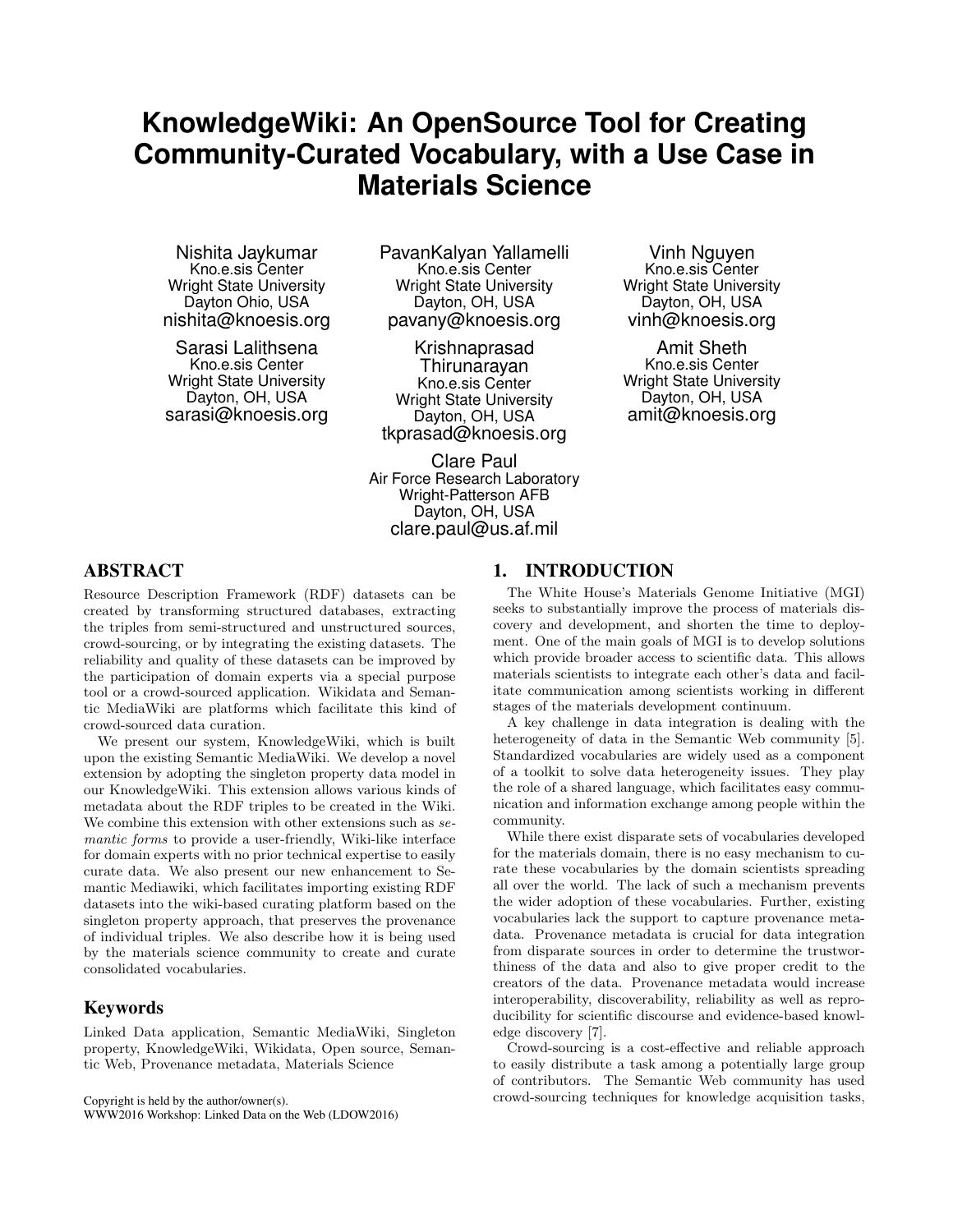# KnowledgeWiki: An OpenSource Tool for Creating Community-Curated Vocabulary, with a Use Case in Materials Science

Nishita Jaykumar
Kno.e.sis Center
Wright State University
Dayton Ohio, USA
nishita@knoesis.org

PavanKalyan Yallamelli
Kno.e.sis Center
Wright State University
Dayton, OH, USA
pavany@knoesis.org

Vinh Nguyen
Kno.e.sis Center
Wright State University
Dayton, OH, USA
vinh@knoesis.org

Sarasi Lalithsena
Kno.e.sis Center
Wright State University
Dayton, OH, USA
sarasi@knoesis.org

Krishnaprasad Thirunarayan
Kno.e.sis Center
Wright State University
Dayton, OH, USA
tkprasad@knoesis.org

Amit Sheth
Kno.e.sis Center
Wright State University
Dayton, OH, USA
amit@knoesis.org

Clare Paul
Air Force Research Laboratory
Wright-Patterson AFB
Dayton, OH, USA
clare.paul@us.af.mil

## ABSTRACT

Resource Description Framework (RDF) datasets can be created by transforming structured databases, extracting the triples from semi-structured and unstructured sources, crowd-sourcing, or by integrating the existing datasets. The reliability and quality of these datasets can be improved by the participation of domain experts via a special purpose tool or a crowd-sourced application. Wikidata and Semantic MediaWiki are platforms which facilitate this kind of crowd-sourced data curation.

We present our system, KnowledgeWiki, which is built upon the existing Semantic MediaWiki. We develop a novel extension by adopting the singleton property data model in our KnowledgeWiki. This extension allows various kinds of metadata about the RDF triples to be created in the Wiki. We combine this extension with other extensions such as *semantic forms* to provide a user-friendly, Wiki-like interface for domain experts with no prior technical expertise to easily curate data. We also present our new enhancement to Semantic Mediawiki, which facilitates importing existing RDF datasets into the wiki-based curating platform based on the singleton property approach, that preserves the provenance of individual triples. We also describe how it is being used by the materials science community to create and curate consolidated vocabularies.

### Keywords

Linked Data application, Semantic MediaWiki, Singleton property, KnowledgeWiki, Wikidata, Open source, Semantic Web, Provenance metadata, Materials Science

Copyright is held by the author/owner(s).
WWW2016 Workshop: Linked Data on the Web (LDOW2016)

## 1. INTRODUCTION

The White House's Materials Genome Initiative (MGI) seeks to substantially improve the process of materials discovery and development, and shorten the time to deployment. One of the main goals of MGI is to develop solutions which provide broader access to scientific data. This allows materials scientists to integrate each other's data and facilitate communication among scientists working in different stages of the materials development continuum.

A key challenge in data integration is dealing with the heterogeneity of data in the Semantic Web community [5]. Standardized vocabularies are widely used as a component of a toolkit to solve data heterogeneity issues. They play the role of a shared language, which facilitates easy communication and information exchange among people within the community.

While there exist disparate sets of vocabularies developed for the materials domain, there is no easy mechanism to curate these vocabularies by the domain scientists spreading all over the world. The lack of such a mechanism prevents the wider adoption of these vocabularies. Further, existing vocabularies lack the support to capture provenance metadata. Provenance metadata is crucial for data integration from disparate sources in order to determine the trustworthiness of the data and also to give proper credit to the creators of the data. Provenance metadata would increase interoperability, discoverability, reliability as well as reproducibility for scientific discourse and evidence-based knowledge discovery [7].

Crowd-sourcing is a cost-effective and reliable approach to easily distribute a task among a potentially large group of contributors. The Semantic Web community has used crowd-sourcing techniques for knowledge acquisition tasks,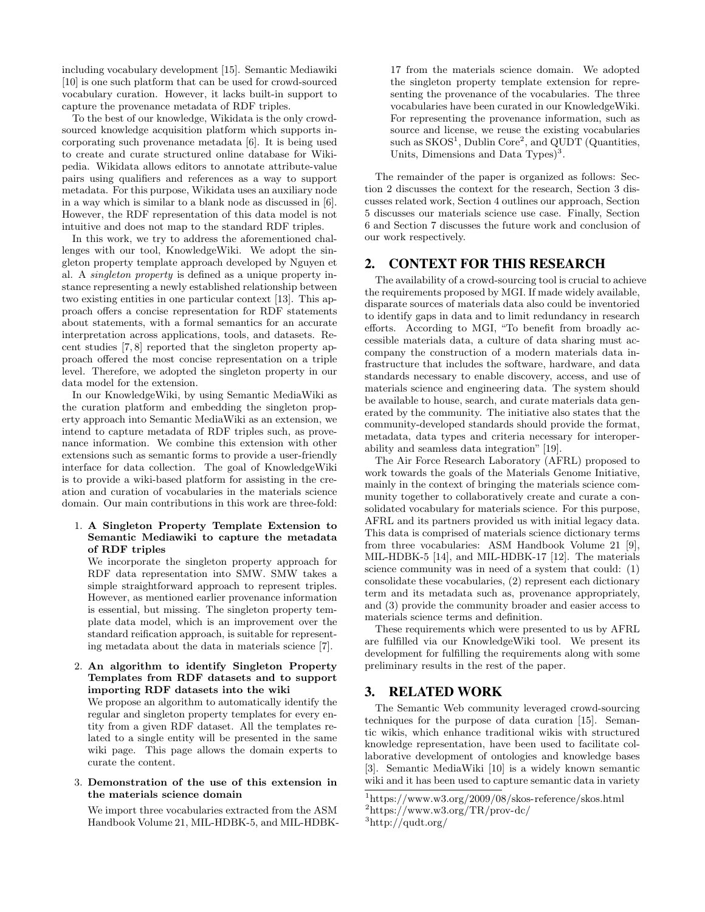including vocabulary development [15]. Semantic Mediawiki [10] is one such platform that can be used for crowd-sourced vocabulary curation. However, it lacks built-in support to capture the provenance metadata of RDF triples.

To the best of our knowledge, Wikidata is the only crowd-sourced knowledge acquisition platform which supports incorporating such provenance metadata [6]. It is being used to create and curate structured online database for Wikipedia. Wikidata allows editors to annotate attribute-value pairs using qualifiers and references as a way to support metadata. For this purpose, Wikidata uses an auxiliary node in a way which is similar to a blank node as discussed in [6]. However, the RDF representation of this data model is not intuitive and does not map to the standard RDF triples.

In this work, we try to address the aforementioned challenges with our tool, KnowledgeWiki. We adopt the singleton property template approach developed by Nguyen et al. A *singleton property* is defined as a unique property instance representing a newly established relationship between two existing entities in one particular context [13]. This approach offers a concise representation for RDF statements about statements, with a formal semantics for an accurate interpretation across applications, tools, and datasets. Recent studies [7, 8] reported that the singleton property approach offered the most concise representation on a triple level. Therefore, we adopted the singleton property in our data model for the extension.

In our KnowledgeWiki, by using Semantic MediaWiki as the curation platform and embedding the singleton property approach into Semantic MediaWiki as an extension, we intend to capture metadata of RDF triples such, as provenance information. We combine this extension with other extensions such as semantic forms to provide a user-friendly interface for data collection. The goal of KnowledgeWiki is to provide a wiki-based platform for assisting in the creation and curation of vocabularies in the materials science domain. Our main contributions in this work are three-fold:

1. **A Singleton Property Template Extension to Semantic Mediawiki to capture the metadata of RDF triples**
   We incorporate the singleton property approach for RDF data representation into SMW. SMW takes a simple straightforward approach to represent triples. However, as mentioned earlier provenance information is essential, but missing. The singleton property template data model, which is an improvement over the standard reification approach, is suitable for representing metadata about the data in materials science [7].
2. **An algorithm to identify Singleton Property Templates from RDF datasets and to support importing RDF datasets into the wiki**
   We propose an algorithm to automatically identify the regular and singleton property templates for every entity from a given RDF dataset. All the templates related to a single entity will be presented in the same wiki page. This page allows the domain experts to curate the content.
3. **Demonstration of the use of this extension in the materials science domain**
   We import three vocabularies extracted from the ASM Handbook Volume 21, MIL-HDBK-5, and MIL-HDBK-17 from the materials science domain. We adopted the singleton property template extension for representing the provenance of the vocabularies. The three vocabularies have been curated in our KnowledgeWiki. For representing the provenance information, such as source and license, we reuse the existing vocabularies such as SKOS[1], Dublin Core[2], and QUDT (Quantities, Units, Dimensions and Data Types)[3].

The remainder of the paper is organized as follows: Section 2 discusses the context for the research, Section 3 discusses related work, Section 4 outlines our approach, Section 5 discusses our materials science use case. Finally, Section 6 and Section 7 discusses the future work and conclusion of our work respectively.

## 2. CONTEXT FOR THIS RESEARCH

The availability of a crowd-sourcing tool is crucial to achieve the requirements proposed by MGI. If made widely available, disparate sources of materials data also could be inventoried to identify gaps in data and to limit redundancy in research efforts. According to MGI, "To benefit from broadly accessible materials data, a culture of data sharing must accompany the construction of a modern materials data infrastructure that includes the software, hardware, and data standards necessary to enable discovery, access, and use of materials science and engineering data. The system should be available to house, search, and curate materials data generated by the community. The initiative also states that the community-developed standards should provide the format, metadata, data types and criteria necessary for interoperability and seamless data integration" [19].

The Air Force Research Laboratory (AFRL) proposed to work towards the goals of the Materials Genome Initiative, mainly in the context of bringing the materials science community together to collaboratively create and curate a consolidated vocabulary for materials science. For this purpose, AFRL and its partners provided us with initial legacy data. This data is comprised of materials science dictionary terms from three vocabularies: ASM Handbook Volume 21 [9], MIL-HDBK-5 [14], and MIL-HDBK-17 [12]. The materials science community was in need of a system that could: (1) consolidate these vocabularies, (2) represent each dictionary term and its metadata such as, provenance appropriately, and (3) provide the community broader and easier access to materials science terms and definition.

These requirements which were presented to us by AFRL are fulfilled via our KnowledgeWiki tool. We present its development for fulfilling the requirements along with some preliminary results in the rest of the paper.

## 3. RELATED WORK

The Semantic Web community leveraged crowd-sourcing techniques for the purpose of data curation [15]. Semantic wikis, which enhance traditional wikis with structured knowledge representation, have been used to facilitate collaborative development of ontologies and knowledge bases [3]. Semantic MediaWiki [10] is a widely known semantic wiki and it has been used to capture semantic data in variety

[1] https://www.w3.org/2009/08/skos-reference/skos.html
[2] https://www.w3.org/TR/prov-dc/
[3] http://qudt.org/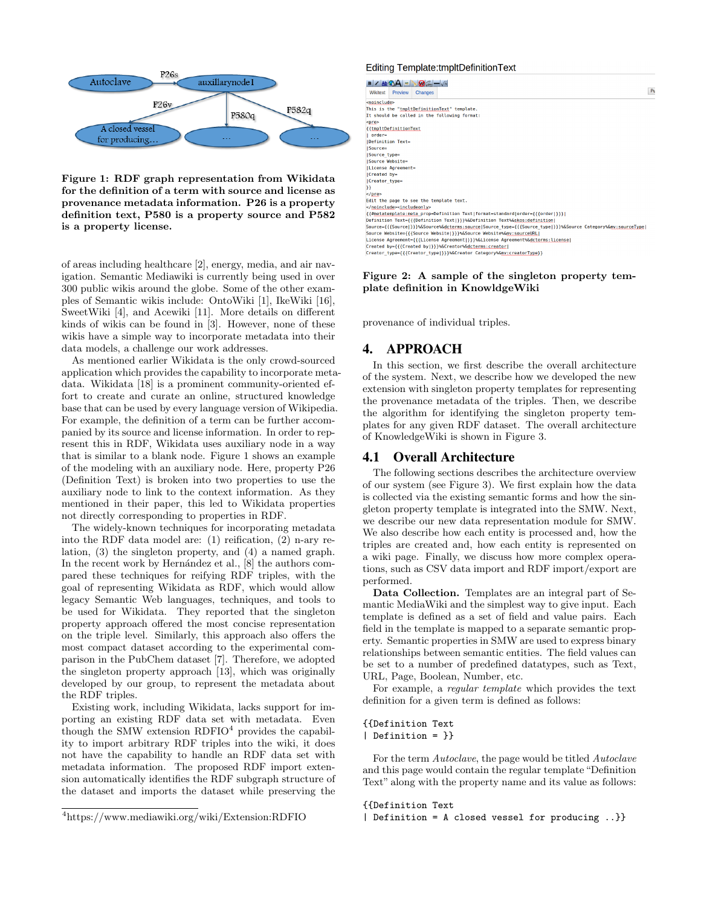Figure 1: RDF graph representation from Wikidata for the definition of a term with source and license as provenance metadata information. P26 is a property definition text, P580 is a property source and P582 is a property license.

of areas including healthcare [2], energy, media, and air navigation. Semantic Mediawiki is currently being used in over 300 public wikis around the globe. Some of the other examples of Semantic wikis include: OntoWiki [1], IkeWiki [16], SweetWiki [4], and Acewiki [11]. More details on different kinds of wikis can be found in [3]. However, none of these wikis have a simple way to incorporate metadata into their data models, a challenge our work addresses.

As mentioned earlier Wikidata is the only crowd-sourced application which provides the capability to incorporate metadata. Wikidata [18] is a prominent community-oriented effort to create and curate an online, structured knowledge base that can be used by every language version of Wikipedia. For example, the definition of a term can be further accompanied by its source and license information. In order to represent this in RDF, Wikidata uses auxiliary node in a way that is similar to a blank node. Figure 1 shows an example of the modeling with an auxiliary node. Here, property P26 (Definition Text) is broken into two properties to use the auxiliary node to link to the context information. As they mentioned in their paper, this led to Wikidata properties not directly corresponding to properties in RDF.

The widely-known techniques for incorporating metadata into the RDF data model are: (1) reification, (2) n-ary relation, (3) the singleton property, and (4) a named graph. In the recent work by Hernández et al., [8] the authors compared these techniques for reifying RDF triples, with the goal of representing Wikidata as RDF, which would allow legacy Semantic Web languages, techniques, and tools to be used for Wikidata. They reported that the singleton property approach offered the most concise representation on the triple level. Similarly, this approach also offers the most compact dataset according to the experimental comparison in the PubChem dataset [7]. Therefore, we adopted the singleton property approach [13], which was originally developed by our group, to represent the metadata about the RDF triples.

Existing work, including Wikidata, lacks support for importing an existing RDF data set with metadata. Even though the SMW extension RDFIO[4] provides the capability to import arbitrary RDF triples into the wiki, it does not have the capability to handle an RDF data set with metadata information. The proposed RDF import extension automatically identifies the RDF subgraph structure of the dataset and imports the dataset while preserving the provenance of individual triples.

[4]https://www.mediawiki.org/wiki/Extension:RDFIO

Figure 2: A sample of the singleton property template definition in KnowldgeWiki

## 4. APPROACH

In this section, we first describe the overall architecture of the system. Next, we describe how we developed the new extension with singleton property templates for representing the provenance metadata of the triples. Then, we describe the algorithm for identifying the singleton property templates for any given RDF dataset. The overall architecture of KnowledgeWiki is shown in Figure 3.

### 4.1 Overall Architecture

The following sections describes the architecture overview of our system (see Figure 3). We first explain how the data is collected via the existing semantic forms and how the singleton property template is integrated into the SMW. Next, we describe our new data representation module for SMW. We also describe how each entity is processed and, how the triples are created and, how each entity is represented on a wiki page. Finally, we discuss how more complex operations, such as CSV data import and RDF import/export are performed.

**Data Collection.** Templates are an integral part of Semantic MediaWiki and the simplest way to give input. Each template is defined as a set of field and value pairs. Each field in the template is mapped to a separate semantic property. Semantic properties in SMW are used to express binary relationships between semantic entities. The field values can be set to a number of predefined datatypes, such as Text, URL, Page, Boolean, Number, etc.

For example, a *regular template* which provides the text definition for a given term is defined as follows:

```
{{Definition Text
| Definition = }}
```

For the term *Autoclave*, the page would be titled *Autoclave* and this page would contain the regular template "Definition Text" along with the property name and its value as follows:

```
{{Definition Text
| Definition = A closed vessel for producing ..}}
```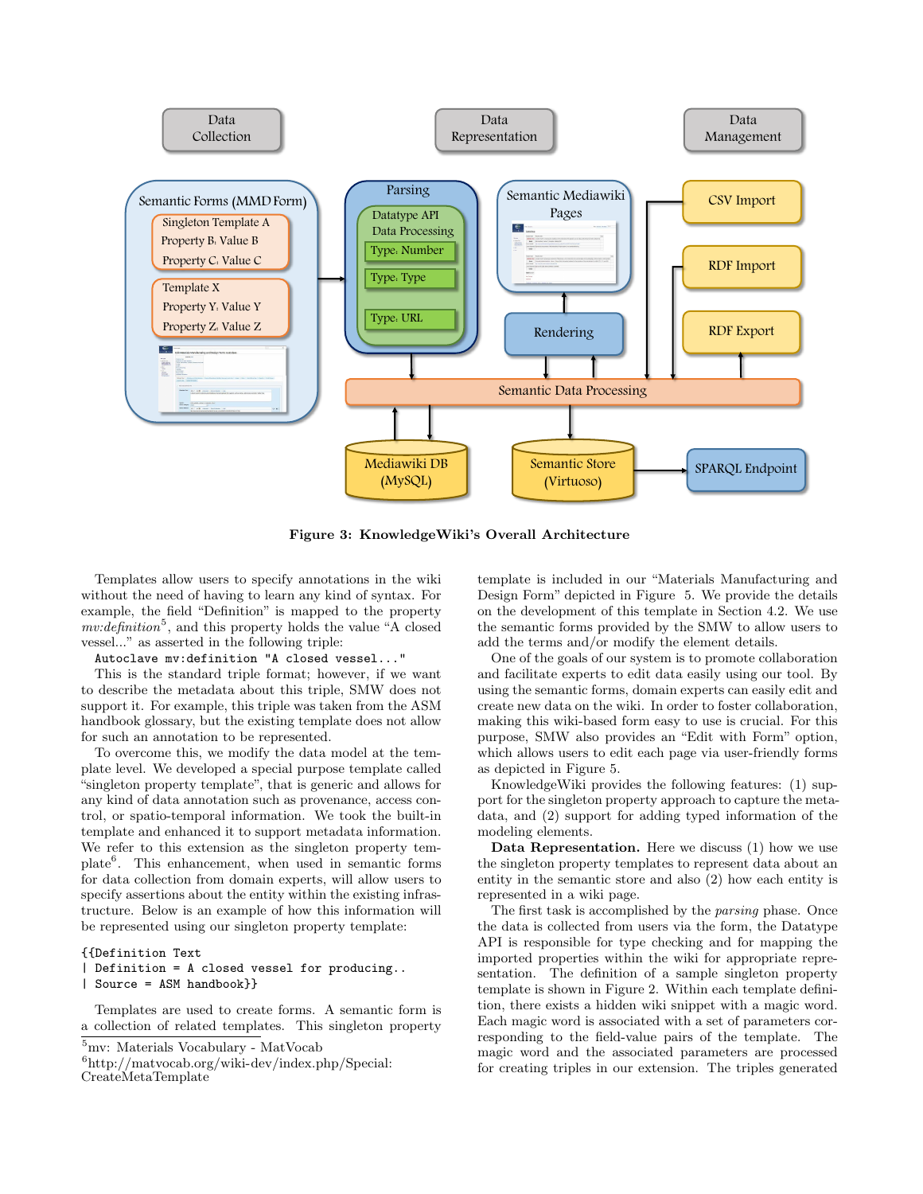**Figure 3: KnowledgeWiki's Overall Architecture**

Templates allow users to specify annotations in the wiki without the need of having to learn any kind of syntax. For example, the field "Definition" is mapped to the property *mv:definition*[5], and this property holds the value "A closed vessel..." as asserted in the following triple:

```
Autoclave mv:definition "A closed vessel..."
```

This is the standard triple format; however, if we want to describe the metadata about this triple, SMW does not support it. For example, this triple was taken from the ASM handbook glossary, but the existing template does not allow for such an annotation to be represented.

To overcome this, we modify the data model at the template level. We developed a special purpose template called "singleton property template", that is generic and allows for any kind of data annotation such as provenance, access control, or spatio-temporal information. We took the built-in template and enhanced it to support metadata information. We refer to this extension as the singleton property template[6]. This enhancement, when used in semantic forms for data collection from domain experts, will allow users to specify assertions about the entity within the existing infrastructure. Below is an example of how this information will be represented using our singleton property template:

```
{{Definition Text
| Definition = A closed vessel for producing..
| Source = ASM handbook}}
```

Templates are used to create forms. A semantic form is a collection of related templates. This singleton property template is included in our "Materials Manufacturing and Design Form" depicted in Figure 5. We provide the details on the development of this template in Section 4.2. We use the semantic forms provided by the SMW to allow users to add the terms and/or modify the element details.

One of the goals of our system is to promote collaboration and facilitate experts to edit data easily using our tool. By using the semantic forms, domain experts can easily edit and create new data on the wiki. In order to foster collaboration, making this wiki-based form easy to use is crucial. For this purpose, SMW also provides an "Edit with Form" option, which allows users to edit each page via user-friendly forms as depicted in Figure 5.

KnowledgeWiki provides the following features: (1) support for the singleton property approach to capture the metadata, and (2) support for adding typed information of the modeling elements.

**Data Representation.** Here we discuss (1) how we use the singleton property templates to represent data about an entity in the semantic store and also (2) how each entity is represented in a wiki page.

The first task is accomplished by the *parsing* phase. Once the data is collected from users via the form, the Datatype API is responsible for type checking and for mapping the imported properties within the wiki for appropriate representation. The definition of a sample singleton property template is shown in Figure 2. Within each template definition, there exists a hidden wiki snippet with a magic word. Each magic word is associated with a set of parameters corresponding to the field-value pairs of the template. The magic word and the associated parameters are processed for creating triples in our extension. The triples generated

[5] mv: Materials Vocabulary - MatVocab

[6] http://matvocab.org/wiki-dev/index.php/Special:CreateMetaTemplate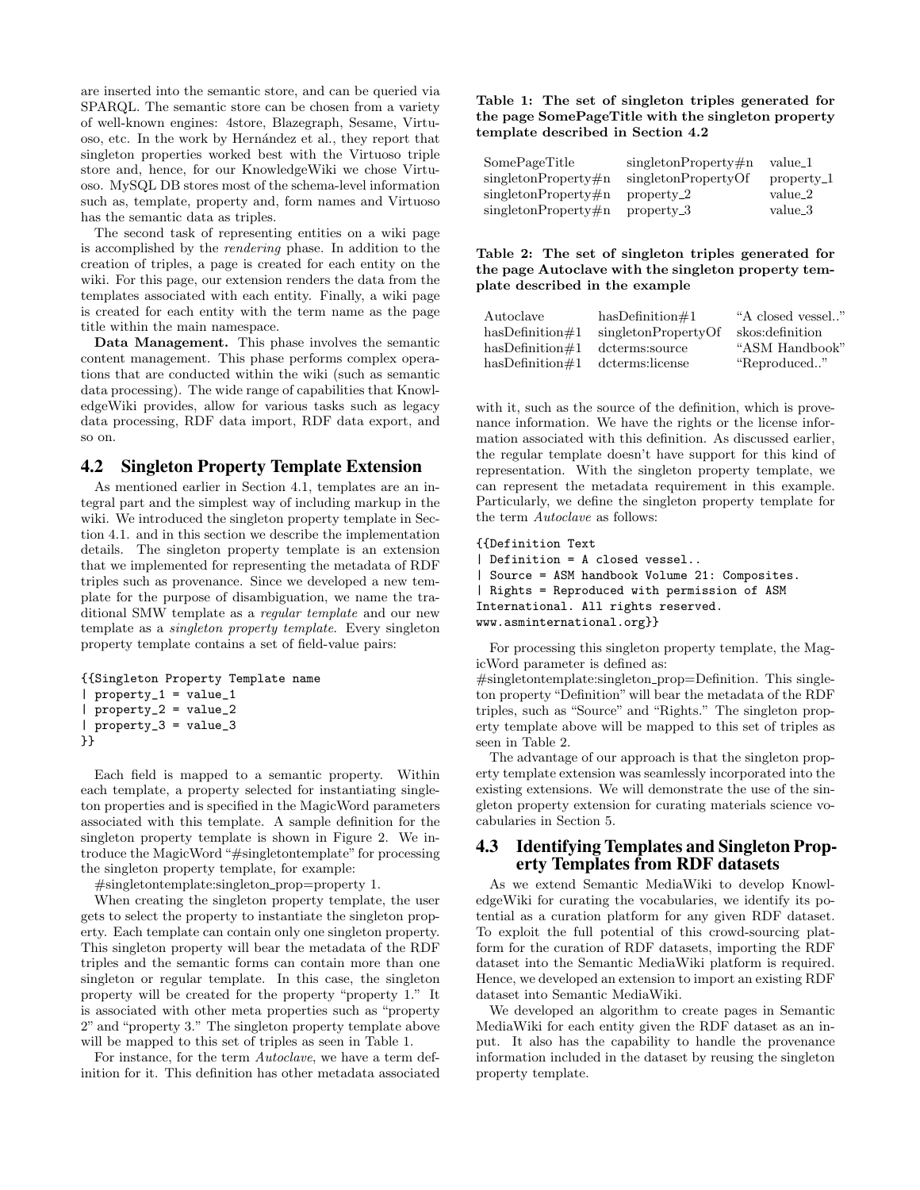are inserted into the semantic store, and can be queried via SPARQL. The semantic store can be chosen from a variety of well-known engines: 4store, Blazegraph, Sesame, Virtuoso, etc. In the work by Hernández et al., they report that singleton properties worked best with the Virtuoso triple store and, hence, for our KnowledgeWiki we chose Virtuoso. MySQL DB stores most of the schema-level information such as, template, property and, form names and Virtuoso has the semantic data as triples.

The second task of representing entities on a wiki page is accomplished by the *rendering* phase. In addition to the creation of triples, a page is created for each entity on the wiki. For this page, our extension renders the data from the templates associated with each entity. Finally, a wiki page is created for each entity with the term name as the page title within the main namespace.

**Data Management.** This phase involves the semantic content management. This phase performs complex operations that are conducted within the wiki (such as semantic data processing). The wide range of capabilities that KnowledgeWiki provides, allow for various tasks such as legacy data processing, RDF data import, RDF data export, and so on.

## 4.2 Singleton Property Template Extension

As mentioned earlier in Section 4.1, templates are an integral part and the simplest way of including markup in the wiki. We introduced the singleton property template in Section 4.1. and in this section we describe the implementation details. The singleton property template is an extension that we implemented for representing the metadata of RDF triples such as provenance. Since we developed a new template for the purpose of disambiguation, we name the traditional SMW template as a *regular template* and our new template as a *singleton property template*. Every singleton property template contains a set of field-value pairs:

```
{{Singleton Property Template name
| property_1 = value_1
| property_2 = value_2
| property_3 = value_3
}}
```

Each field is mapped to a semantic property. Within each template, a property selected for instantiating singleton properties and is specified in the MagicWord parameters associated with this template. A sample definition for the singleton property template is shown in Figure 2. We introduce the MagicWord "#singletontemplate" for processing the singleton property template, for example:

#singletontemplate:singleton_prop=property 1.

When creating the singleton property template, the user gets to select the property to instantiate the singleton property. Each template can contain only one singleton property. This singleton property will bear the metadata of the RDF triples and the semantic forms can contain more than one singleton or regular template. In this case, the singleton property will be created for the property "property 1." It is associated with other meta properties such as "property 2" and "property 3." The singleton property template above will be mapped to this set of triples as seen in Table 1.

For instance, for the term *Autoclave*, we have a term definition for it. This definition has other metadata associated with it, such as the source of the definition, which is provenance information. We have the rights or the license information associated with this definition. As discussed earlier, the regular template doesn't have support for this kind of representation. With the singleton property template, we can represent the metadata requirement in this example. Particularly, we define the singleton property template for the term *Autoclave* as follows:

**Table 1: The set of singleton triples generated for the page SomePageTitle with the singleton property template described in Section 4.2**

| | | |
|---|---|---|
| SomePageTitle | singletonProperty#n | value_1 |
| singletonProperty#n | singletonPropertyOf | property_1 |
| singletonProperty#n | property_2 | value_2 |
| singletonProperty#n | property_3 | value_3 |

**Table 2: The set of singleton triples generated for the page Autoclave with the singleton property template described in the example**

| | | |
|---|---|---|
| Autoclave | hasDefinition#1 | "A closed vessel.." |
| hasDefinition#1 | singletonPropertyOf | skos:definition |
| hasDefinition#1 | dcterms:source | "ASM Handbook" |
| hasDefinition#1 | dcterms:license | "Reproduced.." |

```
{{Definition Text
| Definition = A closed vessel..
| Source = ASM handbook Volume 21: Composites.
| Rights = Reproduced with permission of ASM
International. All rights reserved.
www.asminternational.org}}
```

For processing this singleton property template, the MagicWord parameter is defined as:
#singletontemplate:singleton_prop=Definition. This singleton property "Definition" will bear the metadata of the RDF triples, such as "Source" and "Rights." The singleton property template above will be mapped to this set of triples as seen in Table 2.

The advantage of our approach is that the singleton property template extension was seamlessly incorporated into the existing extensions. We will demonstrate the use of the singleton property extension for curating materials science vocabularies in Section 5.

## 4.3 Identifying Templates and Singleton Property Templates from RDF datasets

As we extend Semantic MediaWiki to develop KnowledgeWiki for curating the vocabularies, we identify its potential as a curation platform for any given RDF dataset. To exploit the full potential of this crowd-sourcing platform for the curation of RDF datasets, importing the RDF dataset into the Semantic MediaWiki platform is required. Hence, we developed an extension to import an existing RDF dataset into Semantic MediaWiki.

We developed an algorithm to create pages in Semantic MediaWiki for each entity given the RDF dataset as an input. It also has the capability to handle the provenance information included in the dataset by reusing the singleton property template.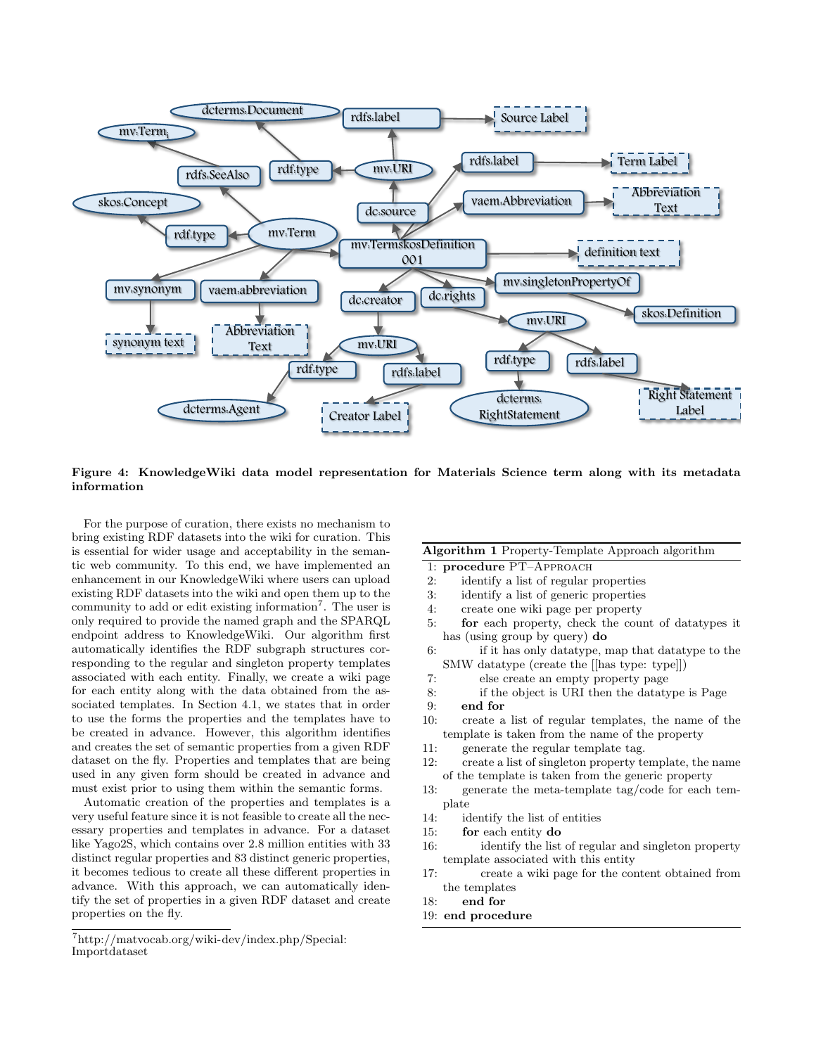**Figure 4: KnowledgeWiki data model representation for Materials Science term along with its metadata information**

For the purpose of curation, there exists no mechanism to bring existing RDF datasets into the wiki for curation. This is essential for wider usage and acceptability in the semantic web community. To this end, we have implemented an enhancement in our KnowledgeWiki where users can upload existing RDF datasets into the wiki and open them up to the community to add or edit existing information[7]. The user is only required to provide the named graph and the SPARQL endpoint address to KnowledgeWiki. Our algorithm first automatically identifies the RDF subgraph structures corresponding to the regular and singleton property templates associated with each entity. Finally, we create a wiki page for each entity along with the data obtained from the associated templates. In Section 4.1, we states that in order to use the forms the properties and the templates have to be created in advance. However, this algorithm identifies and creates the set of semantic properties from a given RDF dataset on the fly. Properties and templates that are being used in any given form should be created in advance and must exist prior to using them within the semantic forms.

Automatic creation of the properties and templates is a very useful feature since it is not feasible to create all the necessary properties and templates in advance. For a dataset like Yago2S, which contains over 2.8 million entities with 33 distinct regular properties and 83 distinct generic properties, it becomes tedious to create all these different properties in advance. With this approach, we can automatically identify the set of properties in a given RDF dataset and create properties on the fly.

[7]http://matvocab.org/wiki-dev/index.php/Special:Importdataset

**Algorithm 1** Property-Template Approach algorithm

```
1:  procedure PT–APPROACH
2:      identify a list of regular properties
3:      identify a list of generic properties
4:      create one wiki page per property
5:      for each property, check the count of datatypes it
        has (using group by query) do
6:          if it has only datatype, map that datatype to the
        SMW datatype (create the [[has type: type]])
7:          else create an empty property page
8:          if the object is URI then the datatype is Page
9:      end for
10:     create a list of regular templates, the name of the
        template is taken from the name of the property
11:     generate the regular template tag.
12:     create a list of singleton property template, the name
        of the template is taken from the generic property
13:     generate the meta-template tag/code for each template
14:     identify the list of entities
15:     for each entity do
16:         identify the list of regular and singleton property
        template associated with this entity
17:         create a wiki page for the content obtained from
        the templates
18:     end for
19: end procedure
```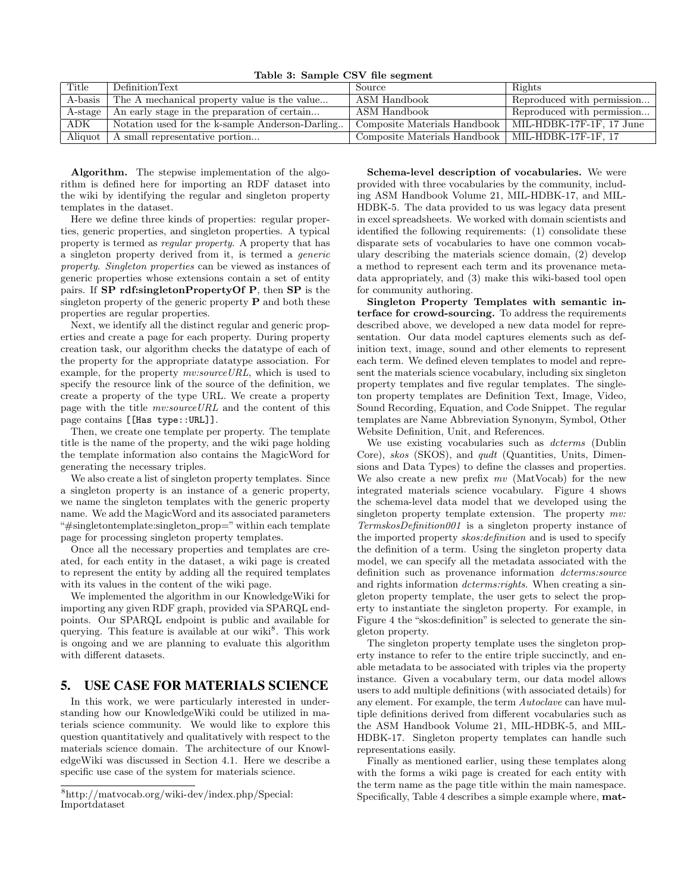**Table 3: Sample CSV file segment**

| Title | DefinitionText | Source | Rights |
|---|---|---|---|
| A-basis | The A mechanical property value is the value... | ASM Handbook | Reproduced with permission... |
| A-stage | An early stage in the preparation of certain... | ASM Handbook | Reproduced with permission... |
| ADK | Notation used for the k-sample Anderson-Darling.. | Composite Materials Handbook | MIL-HDBK-17F-1F, 17 June |
| Aliquot | A small representative portion... | Composite Materials Handbook | MIL-HDBK-17F-1F, 17 |

**Algorithm.** The stepwise implementation of the algorithm is defined here for importing an RDF dataset into the wiki by identifying the regular and singleton property templates in the dataset.

Here we define three kinds of properties: regular properties, generic properties, and singleton properties. A typical property is termed as *regular property*. A property that has a singleton property derived from it, is termed a *generic property*. *Singleton properties* can be viewed as instances of generic properties whose extensions contain a set of entity pairs. If **SP rdf:singletonPropertyOf P**, then **SP** is the singleton property of the generic property **P** and both these properties are regular properties.

Next, we identify all the distinct regular and generic properties and create a page for each property. During property creation task, our algorithm checks the datatype of each of the property for the appropriate datatype association. For example, for the property *mv:sourceURL*, which is used to specify the resource link of the source of the definition, we create a property of the type URL. We create a property page with the title *mv:sourceURL* and the content of this page contains `[[Has type::URL]]`.

Then, we create one template per property. The template title is the name of the property, and the wiki page holding the template information also contains the MagicWord for generating the necessary triples.

We also create a list of singleton property templates. Since a singleton property is an instance of a generic property, we name the singleton templates with the generic property name. We add the MagicWord and its associated parameters "#singletontemplate:singleton_prop=" within each template page for processing singleton property templates.

Once all the necessary properties and templates are created, for each entity in the dataset, a wiki page is created to represent the entity by adding all the required templates with its values in the content of the wiki page.

We implemented the algorithm in our KnowledgeWiki for importing any given RDF graph, provided via SPARQL endpoints. Our SPARQL endpoint is public and available for querying. This feature is available at our wiki[8]. This work is ongoing and we are planning to evaluate this algorithm with different datasets.

## 5. USE CASE FOR MATERIALS SCIENCE

In this work, we were particularly interested in understanding how our KnowledgeWiki could be utilized in materials science community. We would like to explore this question quantitatively and qualitatively with respect to the materials science domain. The architecture of our KnowledgeWiki was discussed in Section 4.1. Here we describe a specific use case of the system for materials science.

[8] http://matvocab.org/wiki-dev/index.php/Special:Importdataset

**Schema-level description of vocabularies.** We were provided with three vocabularies by the community, including ASM Handbook Volume 21, MIL-HDBK-17, and MIL-HDBK-5. The data provided to us was legacy data present in excel spreadsheets. We worked with domain scientists and identified the following requirements: (1) consolidate these disparate sets of vocabularies to have one common vocabulary describing the materials science domain, (2) develop a method to represent each term and its provenance metadata appropriately, and (3) make this wiki-based tool open for community authoring.

**Singleton Property Templates with semantic interface for crowd-sourcing.** To address the requirements described above, we developed a new data model for representation. Our data model captures elements such as definition text, image, sound and other elements to represent each term. We defined eleven templates to model and represent the materials science vocabulary, including six singleton property templates and five regular templates. The singleton property templates are Definition Text, Image, Video, Sound Recording, Equation, and Code Snippet. The regular templates are Name Abbreviation Synonym, Symbol, Other Website Definition, Unit, and References.

We use existing vocabularies such as *dcterms* (Dublin Core), *skos* (SKOS), and *qudt* (Quantities, Units, Dimensions and Data Types) to define the classes and properties. We also create a new prefix *mv* (MatVocab) for the new integrated materials science vocabulary. Figure 4 shows the schema-level data model that we developed using the singleton property template extension. The property *mv: TermskosDefinition001* is a singleton property instance of the imported property *skos:definition* and is used to specify the definition of a term. Using the singleton property data model, we can specify all the metadata associated with the definition such as provenance information *dcterms:source* and rights information *dcterms:rights*. When creating a singleton property template, the user gets to select the property to instantiate the singleton property. For example, in Figure 4 the "skos:definition" is selected to generate the singleton property.

The singleton property template uses the singleton property instance to refer to the entire triple succinctly, and enable metadata to be associated with triples via the property instance. Given a vocabulary term, our data model allows users to add multiple definitions (with associated details) for any element. For example, the term *Autoclave* can have multiple definitions derived from different vocabularies such as the ASM Handbook Volume 21, MIL-HDBK-5, and MIL-HDBK-17. Singleton property templates can handle such representations easily.

Finally as mentioned earlier, using these templates along with the forms a wiki page is created for each entity with the term name as the page title within the main namespace. Specifically, Table 4 describes a simple example where, **mat-**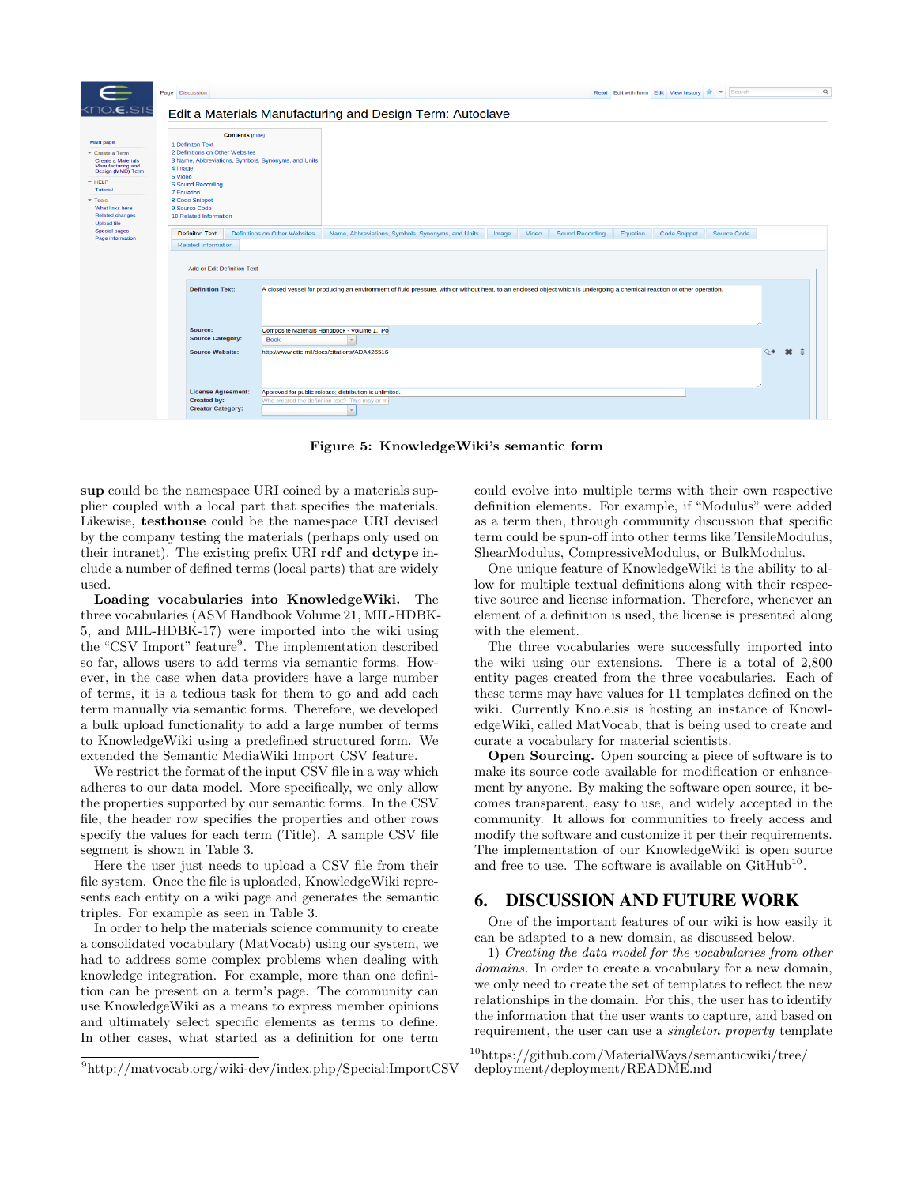**Figure 5: KnowledgeWiki's semantic form**

**sup** could be the namespace URI coined by a materials supplier coupled with a local part that specifies the materials. Likewise, **testhouse** could be the namespace URI devised by the company testing the materials (perhaps only used on their intranet). The existing prefix URI **rdf** and **dctype** include a number of defined terms (local parts) that are widely used.

**Loading vocabularies into KnowledgeWiki.** The three vocabularies (ASM Handbook Volume 21, MIL-HDBK-5, and MIL-HDBK-17) were imported into the wiki using the "CSV Import" feature[9]. The implementation described so far, allows users to add terms via semantic forms. However, in the case when data providers have a large number of terms, it is a tedious task for them to go and add each term manually via semantic forms. Therefore, we developed a bulk upload functionality to add a large number of terms to KnowledgeWiki using a predefined structured form. We extended the Semantic MediaWiki Import CSV feature.

We restrict the format of the input CSV file in a way which adheres to our data model. More specifically, we only allow the properties supported by our semantic forms. In the CSV file, the header row specifies the properties and other rows specify the values for each term (Title). A sample CSV file segment is shown in Table 3.

Here the user just needs to upload a CSV file from their file system. Once the file is uploaded, KnowledgeWiki represents each entity on a wiki page and generates the semantic triples. For example as seen in Table 3.

In order to help the materials science community to create a consolidated vocabulary (MatVocab) using our system, we had to address some complex problems when dealing with knowledge integration. For example, more than one definition can be present on a term's page. The community can use KnowledgeWiki as a means to express member opinions and ultimately select specific elements as terms to define. In other cases, what started as a definition for one term could evolve into multiple terms with their own respective definition elements. For example, if "Modulus" were added as a term then, through community discussion that specific term could be spun-off into other terms like TensileModulus, ShearModulus, CompressiveModulus, or BulkModulus.

One unique feature of KnowledgeWiki is the ability to allow for multiple textual definitions along with their respective source and license information. Therefore, whenever an element of a definition is used, the license is presented along with the element.

The three vocabularies were successfully imported into the wiki using our extensions. There is a total of 2,800 entity pages created from the three vocabularies. Each of these terms may have values for 11 templates defined on the wiki. Currently Kno.e.sis is hosting an instance of KnowledgeWiki, called MatVocab, that is being used to create and curate a vocabulary for material scientists.

**Open Sourcing.** Open sourcing a piece of software is to make its source code available for modification or enhancement by anyone. By making the software open source, it becomes transparent, easy to use, and widely accepted in the community. It allows for communities to freely access and modify the software and customize it per their requirements. The implementation of our KnowledgeWiki is open source and free to use. The software is available on GitHub[10].

## 6. DISCUSSION AND FUTURE WORK

One of the important features of our wiki is how easily it can be adapted to a new domain, as discussed below.

1) *Creating the data model for the vocabularies from other domains.* In order to create a vocabulary for a new domain, we only need to create the set of templates to reflect the new relationships in the domain. For this, the user has to identify the information that the user wants to capture, and based on requirement, the user can use a *singleton property* template

[9] http://matvocab.org/wiki-dev/index.php/Special:ImportCSV

[10] https://github.com/MaterialWays/semanticwiki/tree/deployment/deployment/README.md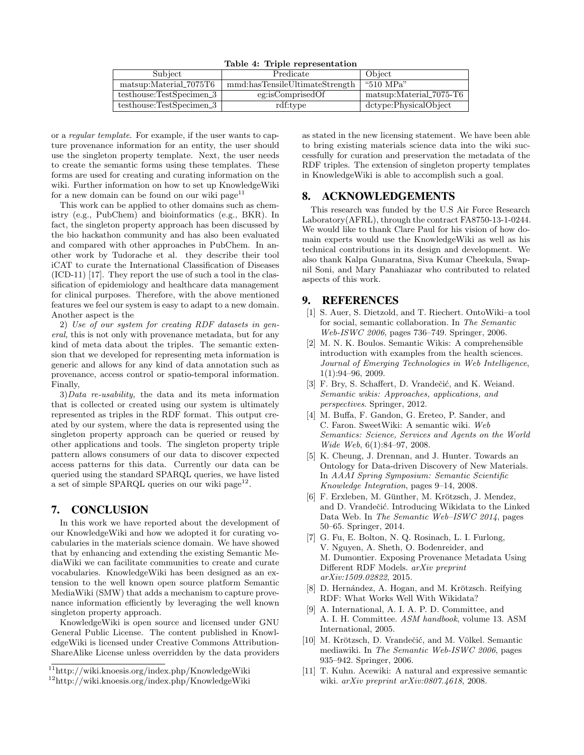**Table 4: Triple representation**

| Subject | Predicate | Object |
|---|---|---|
| matsup:Material_7075T6 | mmd:hasTensileUltimateStrength | "510 MPa" |
| testhouse:TestSpecimen_3 | eg:isComprisedOf | matsup:Material_7075-T6 |
| testhouse:TestSpecimen_3 | rdf:type | dctype:PhysicalObject |

or a *regular template*. For example, if the user wants to capture provenance information for an entity, the user should use the singleton property template. Next, the user needs to create the semantic forms using these templates. These forms are used for creating and curating information on the wiki. Further information on how to set up KnowledgeWiki for a new domain can be found on our wiki page[11]

This work can be applied to other domains such as chemistry (e.g., PubChem) and bioinformatics (e.g., BKR). In fact, the singleton property approach has been discussed by the bio hackathon community and has also been evaluated and compared with other approaches in PubChem. In another work by Tudorache et al. they describe their tool iCAT to curate the International Classification of Diseases (ICD-11) [17]. They report the use of such a tool in the classification of epidemiology and healthcare data management for clinical purposes. Therefore, with the above mentioned features we feel our system is easy to adapt to a new domain. Another aspect is the

2) *Use of our system for creating RDF datasets in general,* this is not only with provenance metadata, but for any kind of meta data about the triples. The semantic extension that we developed for representing meta information is generic and allows for any kind of data annotation such as provenance, access control or spatio-temporal information. Finally,

3)*Data re-usability,* the data and its meta information that is collected or created using our system is ultimately represented as triples in the RDF format. This output created by our system, where the data is represented using the singleton property approach can be queried or reused by other applications and tools. The singleton property triple pattern allows consumers of our data to discover expected access patterns for this data. Currently our data can be queried using the standard SPARQL queries, we have listed a set of simple SPARQL queries on our wiki page[12].

## 7. CONCLUSION

In this work we have reported about the development of our KnowledgeWiki and how we adopted it for curating vocabularies in the materials science domain. We have showed that by enhancing and extending the existing Semantic MediaWiki we can facilitate communities to create and curate vocabularies. KnowledgeWiki has been designed as an extension to the well known open source platform Semantic MediaWiki (SMW) that adds a mechanism to capture provenance information efficiently by leveraging the well known singleton property approach.

KnowledgeWiki is open source and licensed under GNU General Public License. The content published in KnowledgeWiki is licensed under Creative Commons Attribution-ShareAlike License unless overridden by the data providers as stated in the new licensing statement. We have been able to bring existing materials science data into the wiki successfully for curation and preservation the metadata of the RDF triples. The extension of singleton property templates in KnowledgeWiki is able to accomplish such a goal.

## 8. ACKNOWLEDGEMENTS

This research was funded by the U.S Air Force Research Laboratory(AFRL), through the contract FA8750-13-1-0244. We would like to thank Clare Paul for his vision of how domain experts would use the KnowledgeWiki as well as his technical contributions in its design and development. We also thank Kalpa Gunaratna, Siva Kumar Cheekula, Swapnil Soni, and Mary Panahiazar who contributed to related aspects of this work.

## 9. REFERENCES

[1] S. Auer, S. Dietzold, and T. Riechert. OntoWiki–a tool for social, semantic collaboration. In *The Semantic Web-ISWC 2006*, pages 736–749. Springer, 2006.

[2] M. N. K. Boulos. Semantic Wikis: A comprehensible introduction with examples from the health sciences. *Journal of Emerging Technologies in Web Intelligence*, 1(1):94–96, 2009.

[3] F. Bry, S. Schaffert, D. Vrandečić, and K. Weiand. *Semantic wikis: Approaches, applications, and perspectives*. Springer, 2012.

[4] M. Buffa, F. Gandon, G. Ereteo, P. Sander, and C. Faron. SweetWiki: A semantic wiki. *Web Semantics: Science, Services and Agents on the World Wide Web*, 6(1):84–97, 2008.

[5] K. Cheung, J. Drennan, and J. Hunter. Towards an Ontology for Data-driven Discovery of New Materials. In *AAAI Spring Symposium: Semantic Scientific Knowledge Integration*, pages 9–14, 2008.

[6] F. Erxleben, M. Günther, M. Krötzsch, J. Mendez, and D. Vrandečić. Introducing Wikidata to the Linked Data Web. In *The Semantic Web–ISWC 2014*, pages 50–65. Springer, 2014.

[7] G. Fu, E. Bolton, N. Q. Rosinach, L. I. Furlong, V. Nguyen, A. Sheth, O. Bodenreider, and M. Dumontier. Exposing Provenance Metadata Using Different RDF Models. *arXiv preprint arXiv:1509.02822*, 2015.

[8] D. Hernández, A. Hogan, and M. Krötzsch. Reifying RDF: What Works Well With Wikidata?

[9] A. International, A. I. A. P. D. Committee, and A. I. H. Committee. *ASM handbook*, volume 13. ASM International, 2005.

[10] M. Krötzsch, D. Vrandečić, and M. Völkel. Semantic mediawiki. In *The Semantic Web-ISWC 2006*, pages 935–942. Springer, 2006.

[11] T. Kuhn. Acewiki: A natural and expressive semantic wiki. *arXiv preprint arXiv:0807.4618*, 2008.

[11] http://wiki.knoesis.org/index.php/KnowledgeWiki

[12] http://wiki.knoesis.org/index.php/KnowledgeWiki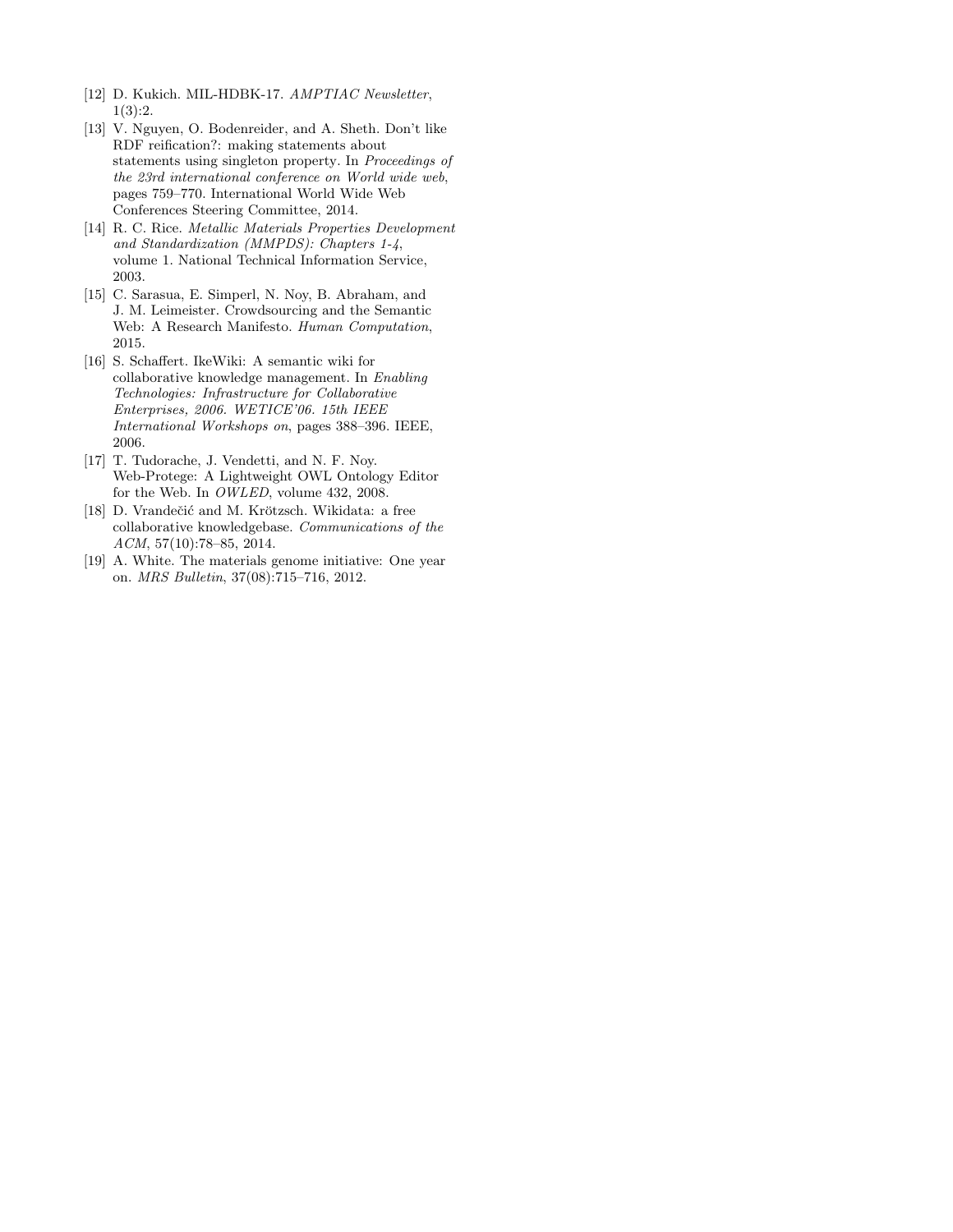[12] D. Kukich. MIL-HDBK-17. *AMPTIAC Newsletter*, 1(3):2.

[13] V. Nguyen, O. Bodenreider, and A. Sheth. Don't like RDF reification?: making statements about statements using singleton property. In *Proceedings of the 23rd international conference on World wide web*, pages 759–770. International World Wide Web Conferences Steering Committee, 2014.

[14] R. C. Rice. *Metallic Materials Properties Development and Standardization (MMPDS): Chapters 1-4*, volume 1. National Technical Information Service, 2003.

[15] C. Sarasua, E. Simperl, N. Noy, B. Abraham, and J. M. Leimeister. Crowdsourcing and the Semantic Web: A Research Manifesto. *Human Computation*, 2015.

[16] S. Schaffert. IkeWiki: A semantic wiki for collaborative knowledge management. In *Enabling Technologies: Infrastructure for Collaborative Enterprises, 2006. WETICE'06. 15th IEEE International Workshops on*, pages 388–396. IEEE, 2006.

[17] T. Tudorache, J. Vendetti, and N. F. Noy. Web-Protege: A Lightweight OWL Ontology Editor for the Web. In *OWLED*, volume 432, 2008.

[18] D. Vrandečić and M. Krötzsch. Wikidata: a free collaborative knowledgebase. *Communications of the ACM*, 57(10):78–85, 2014.

[19] A. White. The materials genome initiative: One year on. *MRS Bulletin*, 37(08):715–716, 2012.